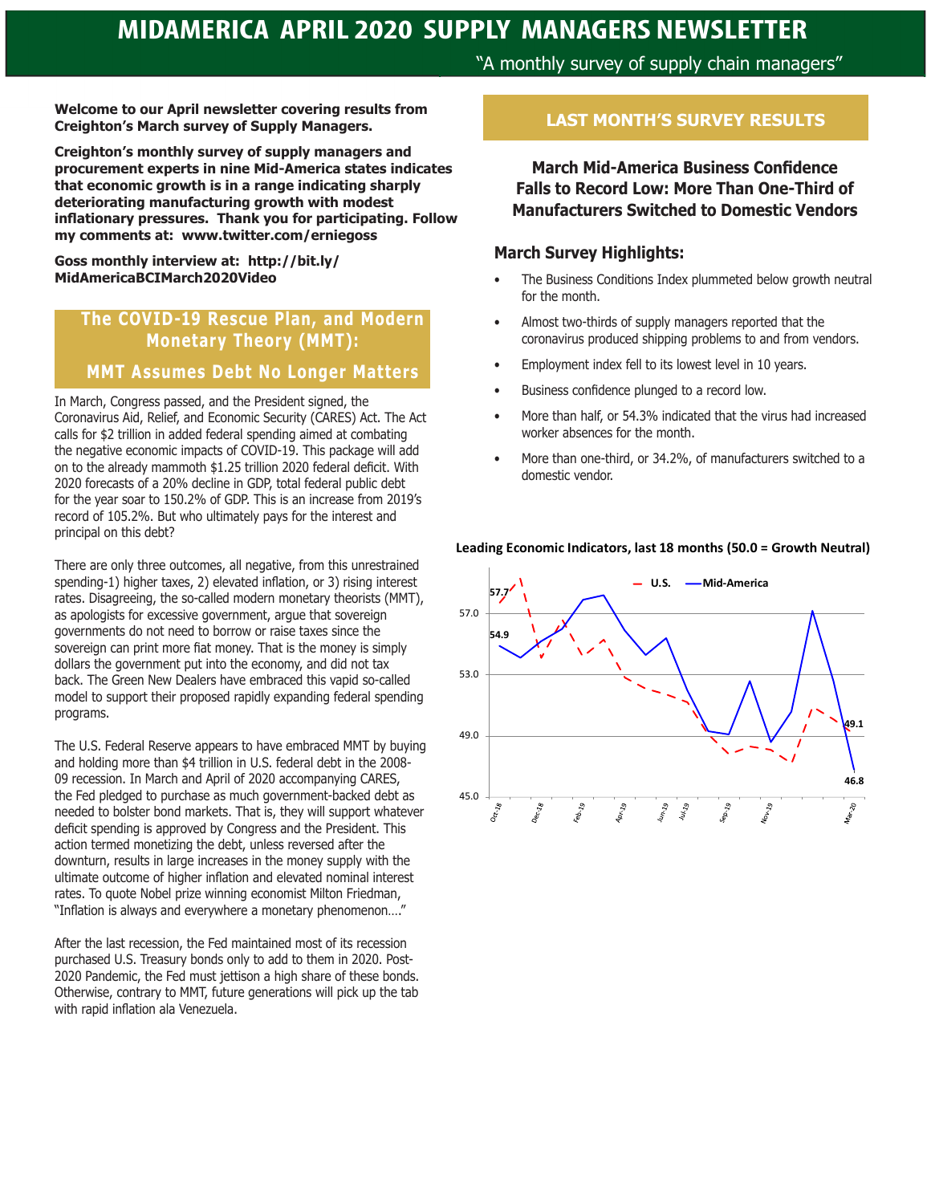# MIDAMERICA APRIL 2020 SUPPLY MANAGERS NEWSLETTER

"A monthly survey of supply chain managers"

**Welcome to our April newsletter covering results from Creighton's March survey of Supply Managers.**

**Creighton's monthly survey of supply managers and procurement experts in nine Mid-America states indicates that economic growth is in a range indicating sharply deteriorating manufacturing growth with modest inflationary pressures. Thank you for participating. Follow my comments at: www.twitter.com/erniegoss**

**Goss monthly interview at: http://bit.ly/MidAmericaBCIMarch2020Video**

## The COVID-19 Rescue Plan, and Modern Monetary Theory (MMT): MMT Assumes Debt No Longer Matters

In March, Congress passed, and the President signed, the Coronavirus Aid, Relief, and Economic Security (CARES) Act. The Act calls for $2 trillion in added federal spending aimed at combating the negative economic impacts of COVID-19. This package will add on to the already mammoth $1.25 trillion 2020 federal deficit. With 2020 forecasts of a 20% decline in GDP, total federal public debt for the year soar to 150.2% of GDP. This is an increase from 2019's record of 105.2%. But who ultimately pays for the interest and principal on this debt?

There are only three outcomes, all negative, from this unrestrained spending-1) higher taxes, 2) elevated inflation, or 3) rising interest rates. Disagreeing, the so-called modern monetary theorists (MMT), as apologists for excessive sovereign government, argue that sovereign governments do not need to borrow or raise taxes since the sovereign can print more fiat money. That is the money is simply dollars the government put into the economy, and did not tax back. The Green New Dealers have embraced this vapid so-called model to support their proposed rapidly expanding federal spending programs.

The U.S. Federal Reserve appears to have embraced MMT by buying and holding more than $4 trillion in U.S. federal debt in the 2008-09 recession. In March and April of 2020 accompanying CARES, the Fed pledged to purchase as much government-backed debt as needed to bolster bond markets. That is, they will support whatever deficit spending is approved by Congress and the President. This action termed monetizing the debt, unless reversed after the downturn, results in large increases in the money supply with the ultimate outcome of higher inflation and elevated nominal interest rates. To quote Nobel prize winning economist Milton Friedman, "Inflation is always and everywhere a monetary phenomenon…."

After the last recession, the Fed maintained most of its recession purchased U.S. Treasury bonds only to add to them in 2020. Post-2020 Pandemic, the Fed must jettison a high share of these bonds. Otherwise, contrary to MMT, future generations will pick up the tab with rapid inflation ala Venezuela.

## LAST MONTH'S SURVEY RESULTS

### March Mid-America Business Confidence Falls to Record Low: More Than One-Third of Manufacturers Switched to Domestic Vendors

### March Survey Highlights:

- The Business Conditions Index plummeted below growth neutral for the month.
- Almost two-thirds of supply managers reported that the coronavirus produced shipping problems to and from vendors.
- Employment index fell to its lowest level in 10 years.
- Business confidence plunged to a record low.
- More than half, or 54.3% indicated that the virus had increased worker absences for the month.
- More than one-third, or 34.2%, of manufacturers switched to a domestic vendor.

**Leading Economic Indicators, last 18 months (50.0 = Growth Neutral)**

U.S.
Mid-America
57.7
54.9
49.1
46.8
57.0
53.0
49.0
45.0
Oct-18
Dec-18
Feb-19
Apr-19
Jun-19
Jul-19
Sep-19
Nov-19
Mar-20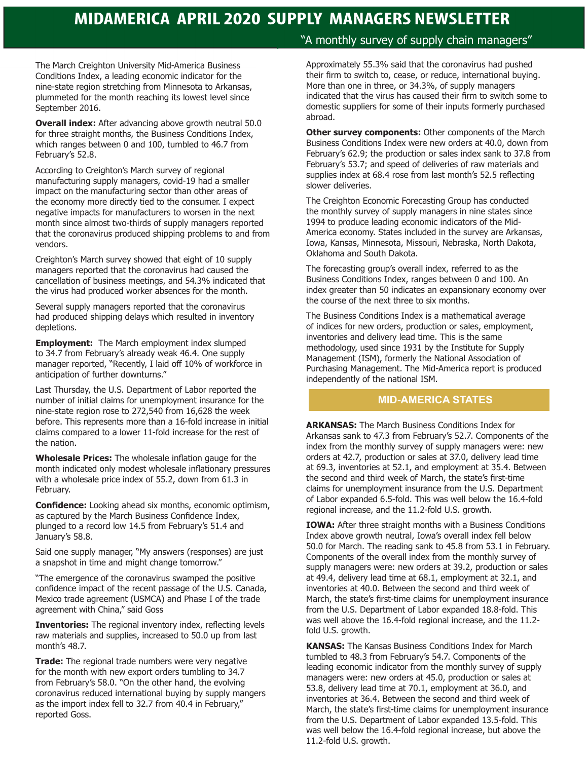# MIDAMERICA APRIL 2020 SUPPLY MANAGERS NEWSLETTER

"A monthly survey of supply chain managers"

The March Creighton University Mid-America Business Conditions Index, a leading economic indicator for the nine-state region stretching from Minnesota to Arkansas, plummeted for the month reaching its lowest level since September 2016.

**Overall index:** After advancing above growth neutral 50.0 for three straight months, the Business Conditions Index, which ranges between 0 and 100, tumbled to 46.7 from February's 52.8.

According to Creighton's March survey of regional manufacturing supply managers, covid-19 had a smaller impact on the manufacturing sector than other areas of the economy more directly tied to the consumer. I expect negative impacts for manufacturers to worsen in the next month since almost two-thirds of supply managers reported that the coronavirus produced shipping problems to and from vendors.

Creighton's March survey showed that eight of 10 supply managers reported that the coronavirus had caused the cancellation of business meetings, and 54.3% indicated that the virus had produced worker absences for the month.

Several supply managers reported that the coronavirus had produced shipping delays which resulted in inventory depletions.

**Employment:** The March employment index slumped to 34.7 from February's already weak 46.4. One supply manager reported, "Recently, I laid off 10% of workforce in anticipation of further downturns."

Last Thursday, the U.S. Department of Labor reported the number of initial claims for unemployment insurance for the nine-state region rose to 272,540 from 16,628 the week before. This represents more than a 16-fold increase in initial claims compared to a lower 11-fold increase for the rest of the nation.

**Wholesale Prices:** The wholesale inflation gauge for the month indicated only modest wholesale inflationary pressures with a wholesale price index of 55.2, down from 61.3 in February.

**Confidence:** Looking ahead six months, economic optimism, as captured by the March Business Confidence Index, plunged to a record low 14.5 from February's 51.4 and January's 58.8.

Said one supply manager, "My answers (responses) are just a snapshot in time and might change tomorrow."

"The emergence of the coronavirus swamped the positive confidence impact of the recent passage of the U.S. Canada, Mexico trade agreement (USMCA) and Phase I of the trade agreement with China," said Goss

**Inventories:** The regional inventory index, reflecting levels raw materials and supplies, increased to 50.0 up from last month's 48.7.

**Trade:** The regional trade numbers were very negative for the month with new export orders tumbling to 34.7 from February's 58.0. "On the other hand, the evolving coronavirus reduced international buying by supply mangers as the import index fell to 32.7 from 40.4 in February," reported Goss.

Approximately 55.3% said that the coronavirus had pushed their firm to switch to, cease, or reduce, international buying. More than one in three, or 34.3%, of supply managers indicated that the virus has caused their firm to switch some to domestic suppliers for some of their inputs formerly purchased abroad.

**Other survey components:** Other components of the March Business Conditions Index were new orders at 40.0, down from February's 62.9; the production or sales index sank to 37.8 from February's 53.7; and speed of deliveries of raw materials and supplies index at 68.4 rose from last month's 52.5 reflecting slower deliveries.

The Creighton Economic Forecasting Group has conducted the monthly survey of supply managers in nine states since 1994 to produce leading economic indicators of the Mid-America economy. States included in the survey are Arkansas, Iowa, Kansas, Minnesota, Missouri, Nebraska, North Dakota, Oklahoma and South Dakota.

The forecasting group's overall index, referred to as the Business Conditions Index, ranges between 0 and 100. An index greater than 50 indicates an expansionary economy over the course of the next three to six months.

The Business Conditions Index is a mathematical average of indices for new orders, production or sales, employment, inventories and delivery lead time. This is the same methodology, used since 1931 by the Institute for Supply Management (ISM), formerly the National Association of Purchasing Management. The Mid-America report is produced independently of the national ISM.

## MID-AMERICA STATES

**ARKANSAS:** The March Business Conditions Index for Arkansas sank to 47.3 from February's 52.7. Components of the index from the monthly survey of supply managers were: new orders at 42.7, production or sales at 37.0, delivery lead time at 69.3, inventories at 52.1, and employment at 35.4. Between the second and third week of March, the state's first-time claims for unemployment insurance from the U.S. Department of Labor expanded 6.5-fold. This was well below the 16.4-fold regional increase, and the 11.2-fold U.S. growth.

**IOWA:** After three straight months with a Business Conditions Index above growth neutral, Iowa's overall index fell below 50.0 for March. The reading sank to 45.8 from 53.1 in February. Components of the overall index from the monthly survey of supply managers were: new orders at 39.2, production or sales at 49.4, delivery lead time at 68.1, employment at 32.1, and inventories at 40.0. Between the second and third week of March, the state's first-time claims for unemployment insurance from the U.S. Department of Labor expanded 18.8-fold. This was well above the 16.4-fold regional increase, and the 11.2-fold U.S. growth.

**KANSAS:** The Kansas Business Conditions Index for March tumbled to 48.3 from February's 54.7. Components of the leading economic indicator from the monthly survey of supply managers were: new orders at 45.0, production or sales at 53.8, delivery lead time at 70.1, employment at 36.0, and inventories at 36.4. Between the second and third week of March, the state's first-time claims for unemployment insurance from the U.S. Department of Labor expanded 13.5-fold. This was well below the 16.4-fold regional increase, but above the 11.2-fold U.S. growth.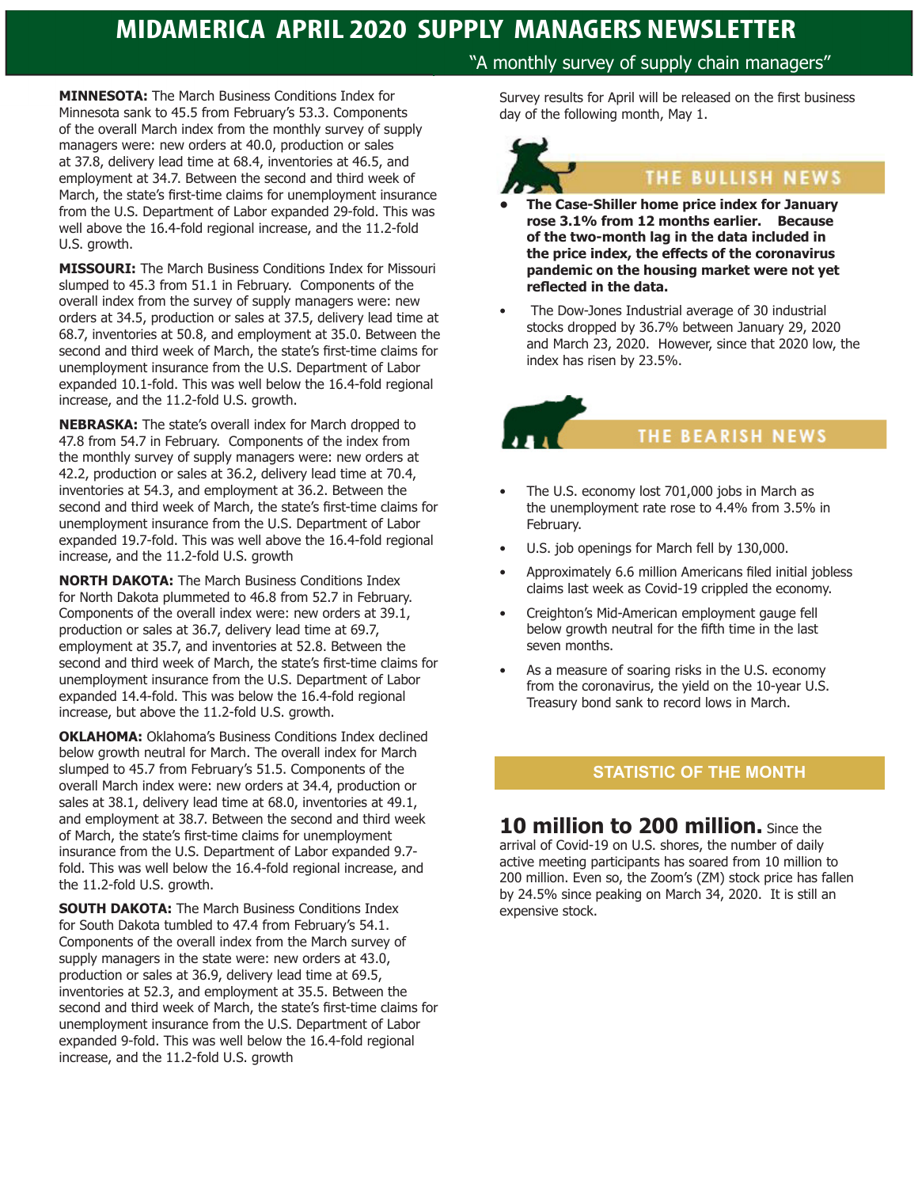# MIDAMERICA APRIL 2020 SUPPLY MANAGERS NEWSLETTER

"A monthly survey of supply chain managers"

**MINNESOTA:** The March Business Conditions Index for Minnesota sank to 45.5 from February's 53.3. Components of the overall March index from the monthly survey of supply managers were: new orders at 40.0, production or sales at 37.8, delivery lead time at 68.4, inventories at 46.5, and employment at 34.7. Between the second and third week of March, the state's first-time claims for unemployment insurance from the U.S. Department of Labor expanded 29-fold. This was well above the 16.4-fold regional increase, and the 11.2-fold U.S. growth.

**MISSOURI:** The March Business Conditions Index for Missouri slumped to 45.3 from 51.1 in February. Components of the overall index from the survey of supply managers were: new orders at 34.5, production or sales at 37.5, delivery lead time at 68.7, inventories at 50.8, and employment at 35.0. Between the second and third week of March, the state's first-time claims for unemployment insurance from the U.S. Department of Labor expanded 10.1-fold. This was well below the 16.4-fold regional increase, and the 11.2-fold U.S. growth.

**NEBRASKA:** The state's overall index for March dropped to 47.8 from 54.7 in February. Components of the index from the monthly survey of supply managers were: new orders at 42.2, production or sales at 36.2, delivery lead time at 70.4, inventories at 54.3, and employment at 36.2. Between the second and third week of March, the state's first-time claims for unemployment insurance from the U.S. Department of Labor expanded 19.7-fold. This was well above the 16.4-fold regional increase, and the 11.2-fold U.S. growth

**NORTH DAKOTA:** The March Business Conditions Index for North Dakota plummeted to 46.8 from 52.7 in February. Components of the overall index were: new orders at 39.1, production or sales at 36.7, delivery lead time at 69.7, employment at 35.7, and inventories at 52.8. Between the second and third week of March, the state's first-time claims for unemployment insurance from the U.S. Department of Labor expanded 14.4-fold. This was below the 16.4-fold regional increase, but above the 11.2-fold U.S. growth.

**OKLAHOMA:** Oklahoma's Business Conditions Index declined below growth neutral for March. The overall index for March slumped to 45.7 from February's 51.5. Components of the overall March index were: new orders at 34.4, production or sales at 38.1, delivery lead time at 68.0, inventories at 49.1, and employment at 38.7. Between the second and third week of March, the state's first-time claims for unemployment insurance from the U.S. Department of Labor expanded 9.7-fold. This was well below the 16.4-fold regional increase, and the 11.2-fold U.S. growth.

**SOUTH DAKOTA:** The March Business Conditions Index for South Dakota tumbled to 47.4 from February's 54.1. Components of the overall index from the March survey of supply managers in the state were: new orders at 43.0, production or sales at 36.9, delivery lead time at 69.5, inventories at 52.3, and employment at 35.5. Between the second and third week of March, the state's first-time claims for unemployment insurance from the U.S. Department of Labor expanded 9-fold. This was well below the 16.4-fold regional increase, and the 11.2-fold U.S. growth

Survey results for April will be released on the first business day of the following month, May 1.

## THE BULLISH NEWS

- **The Case-Shiller home price index for January rose 3.1% from 12 months earlier. Because of the two-month lag in the data included in the price index, the effects of the coronavirus pandemic on the housing market were not yet reflected in the data.**
- The Dow-Jones Industrial average of 30 industrial stocks dropped by 36.7% between January 29, 2020 and March 23, 2020. However, since that 2020 low, the index has risen by 23.5%.

## THE BEARISH NEWS

- The U.S. economy lost 701,000 jobs in March as the unemployment rate rose to 4.4% from 3.5% in February.
- U.S. job openings for March fell by 130,000.
- Approximately 6.6 million Americans filed initial jobless claims last week as Covid-19 crippled the economy.
- Creighton's Mid-American employment gauge fell below growth neutral for the fifth time in the last seven months.
- As a measure of soaring risks in the U.S. economy from the coronavirus, the yield on the 10-year U.S. Treasury bond sank to record lows in March.

## STATISTIC OF THE MONTH

**10 million to 200 million.** Since the arrival of Covid-19 on U.S. shores, the number of daily active meeting participants has soared from 10 million to 200 million. Even so, the Zoom's (ZM) stock price has fallen by 24.5% since peaking on March 34, 2020. It is still an expensive stock.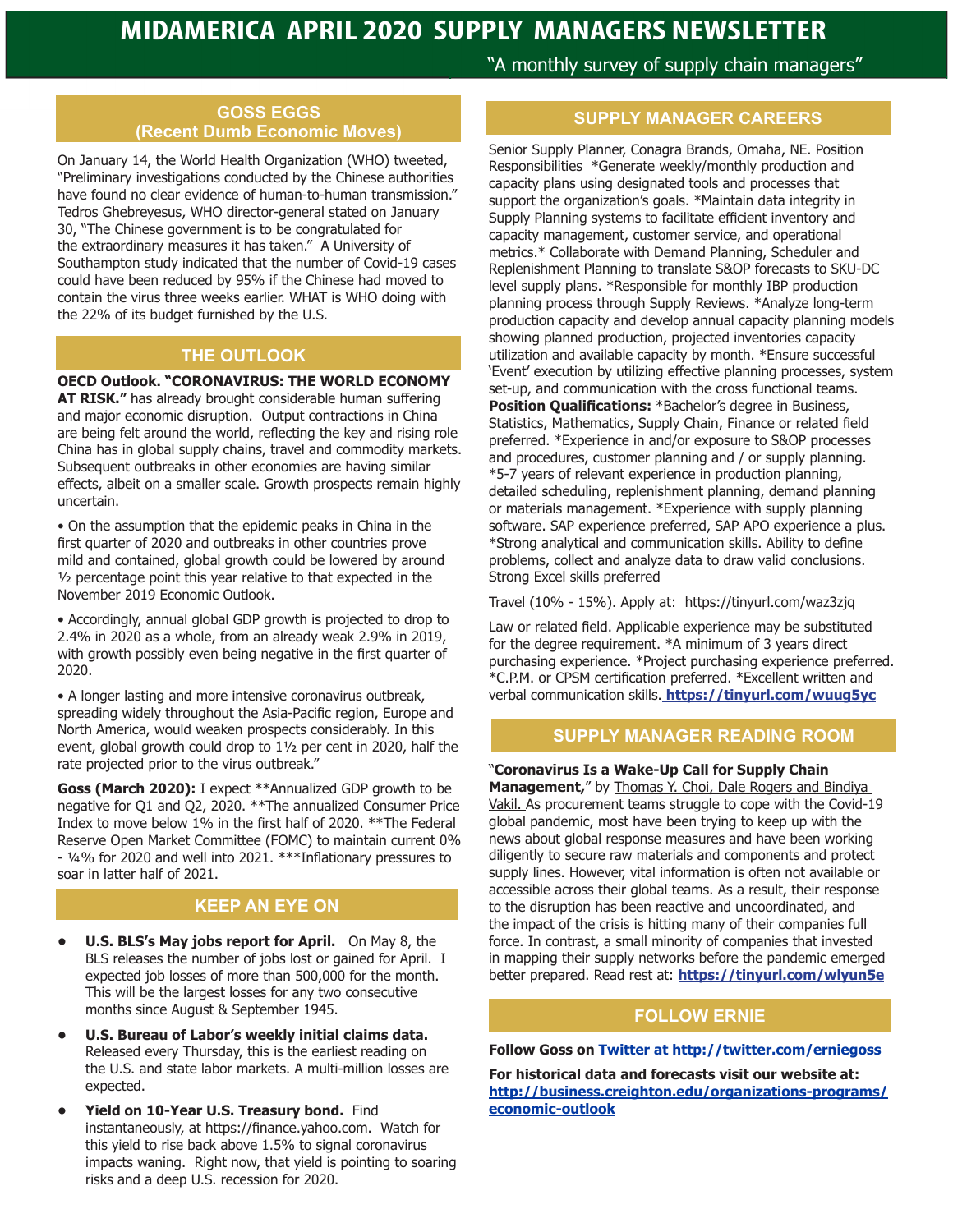# MIDAMERICA APRIL 2020 SUPPLY MANAGERS NEWSLETTER

"A monthly survey of supply chain managers"

## GOSS EGGS (Recent Dumb Economic Moves)

On January 14, the World Health Organization (WHO) tweeted, "Preliminary investigations conducted by the Chinese authorities have found no clear evidence of human-to-human transmission." Tedros Ghebreyesus, WHO director-general stated on January 30, "The Chinese government is to be congratulated for the extraordinary measures it has taken." A University of Southampton study indicated that the number of Covid-19 cases could have been reduced by 95% if the Chinese had moved to contain the virus three weeks earlier. WHAT is WHO doing with the 22% of its budget furnished by the U.S.

## THE OUTLOOK

**OECD Outlook. "CORONAVIRUS: THE WORLD ECONOMY AT RISK."** has already brought considerable human suffering and major economic disruption. Output contractions in China are being felt around the world, reflecting the key and rising role China has in global supply chains, travel and commodity markets. Subsequent outbreaks in other economies are having similar effects, albeit on a smaller scale. Growth prospects remain highly uncertain.

• On the assumption that the epidemic peaks in China in the first quarter of 2020 and outbreaks in other countries prove mild and contained, global growth could be lowered by around ½ percentage point this year relative to that expected in the November 2019 Economic Outlook.

• Accordingly, annual global GDP growth is projected to drop to 2.4% in 2020 as a whole, from an already weak 2.9% in 2019, with growth possibly even being negative in the first quarter of 2020.

• A longer lasting and more intensive coronavirus outbreak, spreading widely throughout the Asia-Pacific region, Europe and North America, would weaken prospects considerably. In this event, global growth could drop to 1½ per cent in 2020, half the rate projected prior to the virus outbreak."

**Goss (March 2020):** I expect **Annualized GDP growth to be negative for Q1 and Q2, 2020. **The annualized Consumer Price Index to move below 1% in the first half of 2020. **The Federal Reserve Open Market Committee (FOMC) to maintain current 0% - ¼% for 2020 and well into 2021. ***Inflationary pressures to soar in latter half of 2021.

## KEEP AN EYE ON

- **U.S. BLS's May jobs report for April.** On May 8, the BLS releases the number of jobs lost or gained for April. I expected job losses of more than 500,000 for the month. This will be the largest losses for any two consecutive months since August & September 1945.
- **U.S. Bureau of Labor's weekly initial claims data.** Released every Thursday, this is the earliest reading on the U.S. and state labor markets. A multi-million losses are expected.
- **Yield on 10-Year U.S. Treasury bond.** Find instantaneously, at https://finance.yahoo.com. Watch for this yield to rise back above 1.5% to signal coronavirus impacts waning. Right now, that yield is pointing to soaring risks and a deep U.S. recession for 2020.

## SUPPLY MANAGER CAREERS

Senior Supply Planner, Conagra Brands, Omaha, NE. Position Responsibilities *Generate weekly/monthly production and capacity plans using designated tools and processes that support the organization's goals. *Maintain data integrity in Supply Planning systems to facilitate efficient inventory and capacity management, customer service, and operational metrics.* Collaborate with Demand Planning, Scheduler and Replenishment Planning to translate S&OP forecasts to SKU-DC level supply plans. *Responsible for monthly IBP production planning process through Supply Reviews. *Analyze long-term production capacity and develop annual capacity planning models showing planned production, projected inventories capacity utilization and available capacity by month. *Ensure successful 'Event' execution by utilizing effective planning processes, system set-up, and communication with the cross functional teams. **Position Qualifications:** *Bachelor's degree in Business, Statistics, Mathematics, Supply Chain, Finance or related field preferred. *Experience in and/or exposure to S&OP processes and procedures, customer planning and / or supply planning. *5-7 years of relevant experience in production planning, detailed scheduling, replenishment planning, demand planning or materials management. *Experience with supply planning software. SAP experience preferred, SAP APO experience a plus. *Strong analytical and communication skills. Ability to define problems, collect and analyze data to draw valid conclusions. Strong Excel skills preferred

Travel (10% - 15%). Apply at: https://tinyurl.com/waz3zjq

Law or related field. Applicable experience may be substituted for the degree requirement. *A minimum of 3 years direct purchasing experience. *Project purchasing experience preferred. *C.P.M. or CPSM certification preferred. *Excellent written and verbal communication skills. **https://tinyurl.com/wuug5yc**

## SUPPLY MANAGER READING ROOM

"**Coronavirus Is a Wake-Up Call for Supply Chain Management,**" by Thomas Y. Choi, Dale Rogers and Bindiya Vakil. As procurement teams struggle to cope with the Covid-19 global pandemic, most have been trying to keep up with the news about global response measures and have been working diligently to secure raw materials and components and protect supply lines. However, vital information is often not available or accessible across their global teams. As a result, their response to the disruption has been reactive and uncoordinated, and the impact of the crisis is hitting many of their companies full force. In contrast, a small minority of companies that invested in mapping their supply networks before the pandemic emerged better prepared. Read rest at: **https://tinyurl.com/wlyun5e**

## FOLLOW ERNIE

**Follow Goss on Twitter at http://twitter.com/erniegoss**

**For historical data and forecasts visit our website at: http://business.creighton.edu/organizations-programs/economic-outlook**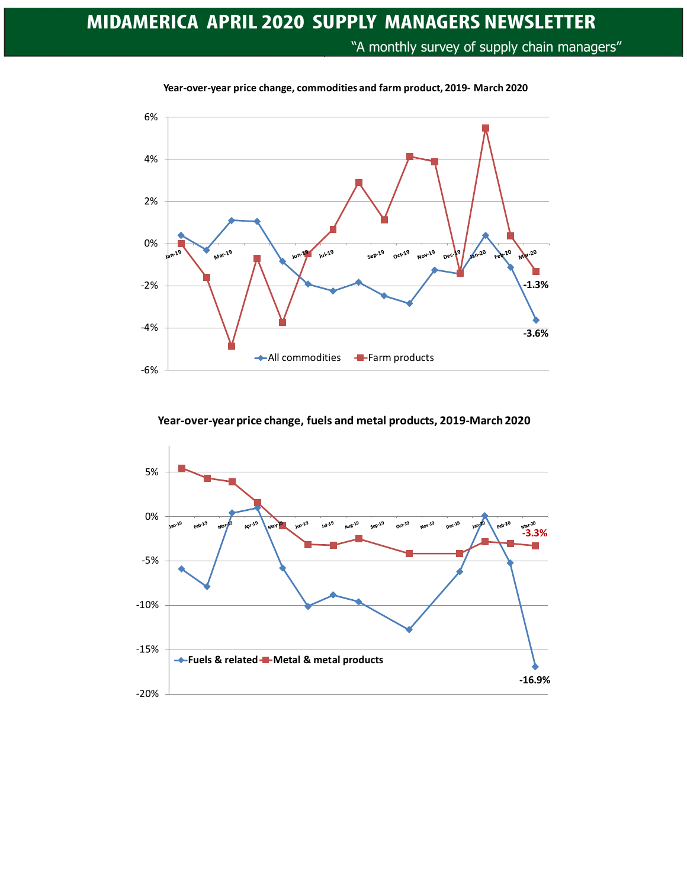# MIDAMERICA APRIL 2020 SUPPLY MANAGERS NEWSLETTER

"A monthly survey of supply chain managers"

**Year-over-year price change, commodities and farm product, 2019- March 2020**

6%
4%
2%
0%
-2%
-4%
-6%

Jan-19 Mar-19 Jun-19 Jul-19 Sep-19 Oct-19 Nov-19 Dec-19 Jan-20 Feb-20 Mar-20

-1.3%
-3.6%

All commodities — Farm products

**Year-over-year price change, fuels and metal products, 2019-March 2020**

5%
0%
-5%
-10%
-15%
-20%

Jan-19 Feb-19 Mar-19 Apr-19 May-19 Jun-19 Jul-19 Aug-19 Sep-19 Oct-19 Nov-19 Dec-19 Jan-20 Feb-20 Mar-20

-3.3%
-16.9%

Fuels & related — Metal & metal products